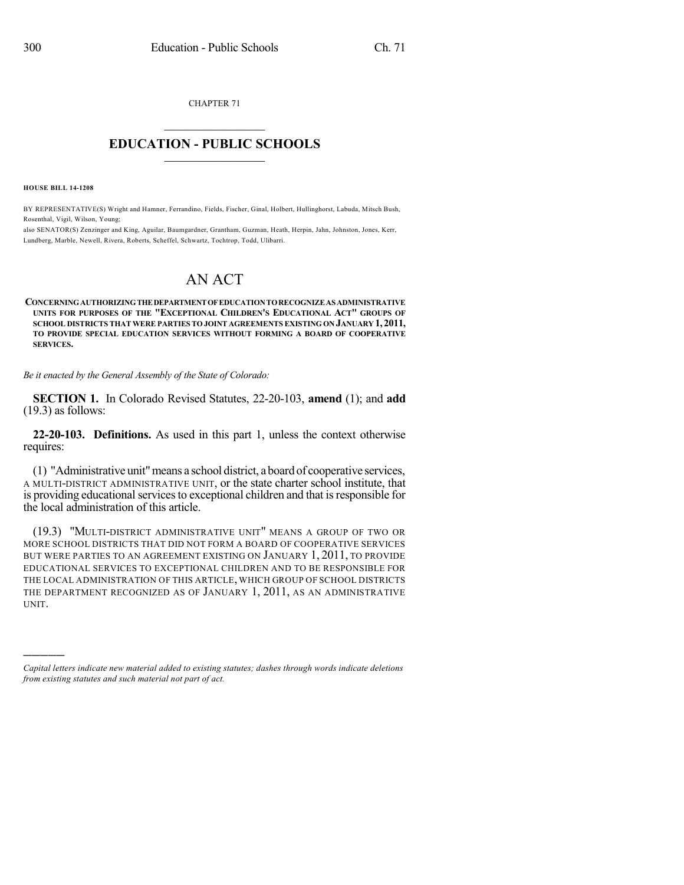CHAPTER 71

# EDUCATION - PUBLIC SCHOOLS

**HOUSE BILL 14-1208**

BY REPRESENTATIVE(S) Wright and Hamner, Ferrandino, Fields, Fischer, Ginal, Holbert, Hullinghorst, Labuda, Mitsch Bush, Rosenthal, Vigil, Wilson, Young;
also SENATOR(S) Zenzinger and King, Aguilar, Baumgardner, Grantham, Guzman, Heath, Herpin, Jahn, Johnston, Jones, Kerr, Lundberg, Marble, Newell, Rivera, Roberts, Scheffel, Schwartz, Tochtrop, Todd, Ulibarri.

# AN ACT

**CONCERNING AUTHORIZING THE DEPARTMENT OF EDUCATION TO RECOGNIZE AS ADMINISTRATIVE UNITS FOR PURPOSES OF THE "EXCEPTIONAL CHILDREN'S EDUCATIONAL ACT" GROUPS OF SCHOOL DISTRICTS THAT WERE PARTIES TO JOINT AGREEMENTS EXISTING ON JANUARY 1, 2011, TO PROVIDE SPECIAL EDUCATION SERVICES WITHOUT FORMING A BOARD OF COOPERATIVE SERVICES.**

*Be it enacted by the General Assembly of the State of Colorado:*

**SECTION 1.** In Colorado Revised Statutes, 22-20-103, **amend** (1); and **add** (19.3) as follows:

**22-20-103. Definitions.** As used in this part 1, unless the context otherwise requires:

(1) "Administrative unit" means a school district, a board of cooperative services, A MULTI-DISTRICT ADMINISTRATIVE UNIT, or the state charter school institute, that is providing educational services to exceptional children and that is responsible for the local administration of this article.

(19.3) "MULTI-DISTRICT ADMINISTRATIVE UNIT" MEANS A GROUP OF TWO OR MORE SCHOOL DISTRICTS THAT DID NOT FORM A BOARD OF COOPERATIVE SERVICES BUT WERE PARTIES TO AN AGREEMENT EXISTING ON JANUARY 1, 2011, TO PROVIDE EDUCATIONAL SERVICES TO EXCEPTIONAL CHILDREN AND TO BE RESPONSIBLE FOR THE LOCAL ADMINISTRATION OF THIS ARTICLE, WHICH GROUP OF SCHOOL DISTRICTS THE DEPARTMENT RECOGNIZED AS OF JANUARY 1, 2011, AS AN ADMINISTRATIVE UNIT.

---

*Capital letters indicate new material added to existing statutes; dashes through words indicate deletions from existing statutes and such material not part of act.*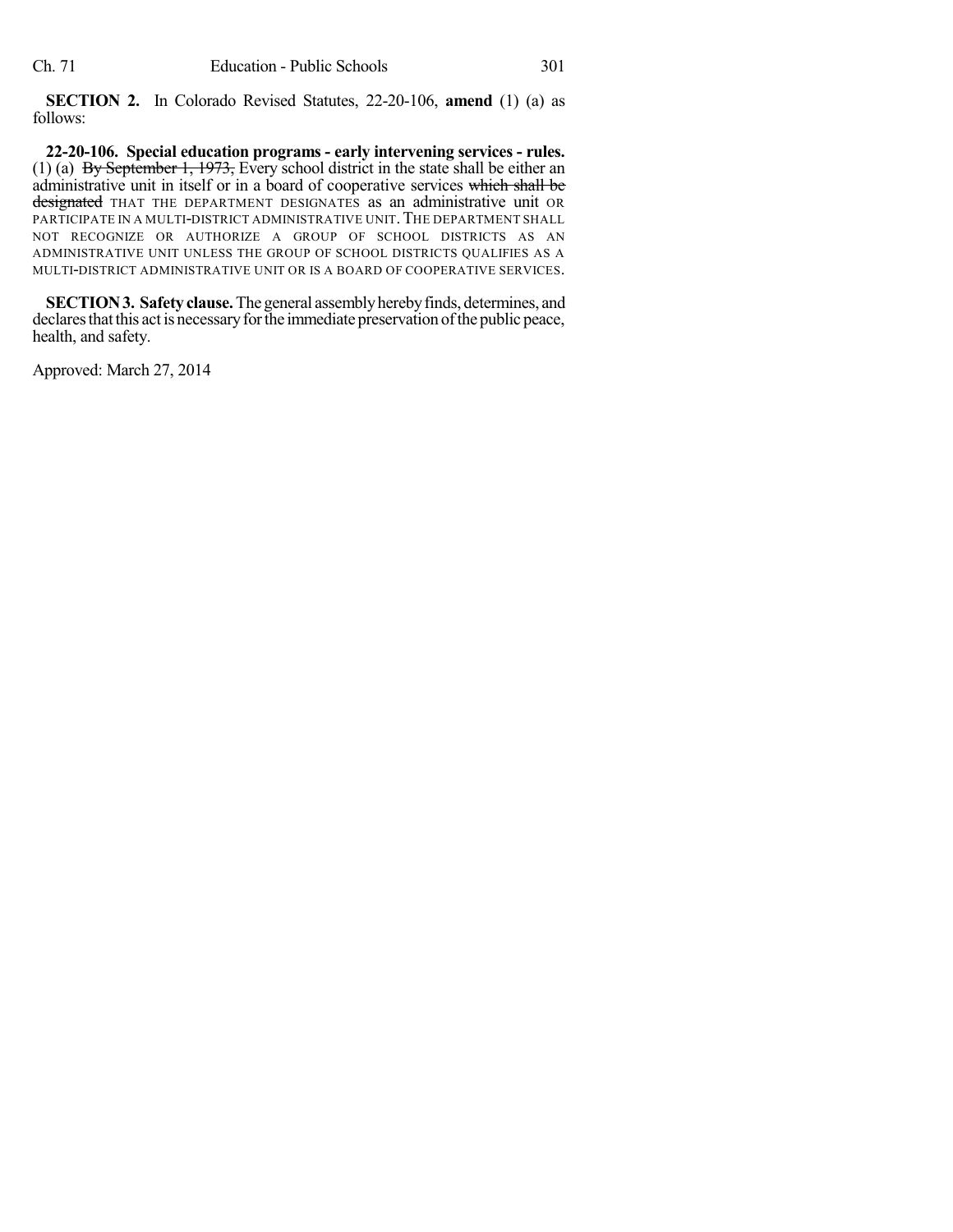**SECTION 2.** In Colorado Revised Statutes, 22-20-106, **amend** (1) (a) as follows:

**22-20-106. Special education programs - early intervening services - rules.** (1) (a) ~~By September 1, 1973,~~ Every school district in the state shall be either an administrative unit in itself or in a board of cooperative services ~~which shall be designated~~ THAT THE DEPARTMENT DESIGNATES as an administrative unit OR PARTICIPATE IN A MULTI-DISTRICT ADMINISTRATIVE UNIT. THE DEPARTMENT SHALL NOT RECOGNIZE OR AUTHORIZE A GROUP OF SCHOOL DISTRICTS AS AN ADMINISTRATIVE UNIT UNLESS THE GROUP OF SCHOOL DISTRICTS QUALIFIES AS A MULTI-DISTRICT ADMINISTRATIVE UNIT OR IS A BOARD OF COOPERATIVE SERVICES.

**SECTION 3. Safety clause.** The general assembly hereby finds, determines, and declares that this act is necessary for the immediate preservation of the public peace, health, and safety.

Approved: March 27, 2014